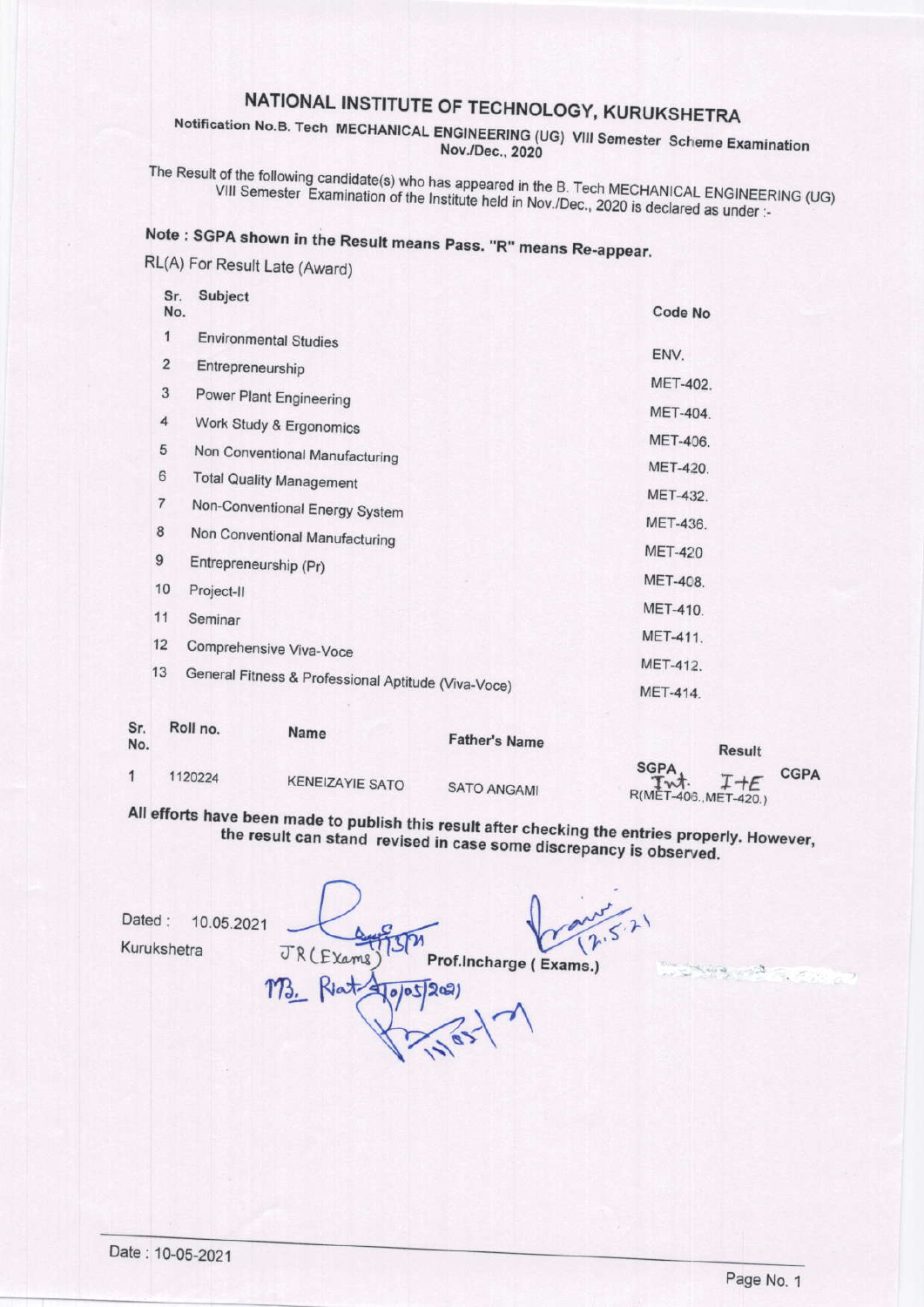# NATIONAL INSTITUTE OF TECHNOLOGY, KURUKSHETRA

**Notification No.B. Tech MECHANICAL ENGINEERING (UG) VIII Semester Scheme Examination Nov./Dec., 2020**

The Result of the following candidate(s) who has appeared in the B. Tech MECHANICAL ENGINEERING (UG) VIII Semester Examination of the Institute held in Nov./Dec., 2020 is declared as under :-

**Note : SGPA shown in the Result means Pass. "R" means Re-appear.**

RL(A) For Result Late (Award)

| Sr. No. | Subject | Code No |
|---|---|---|
| 1 | Environmental Studies | ENV. |
| 2 | Entrepreneurship | MET-402. |
| 3 | Power Plant Engineering | MET-404. |
| 4 | Work Study & Ergonomics | MET-406. |
| 5 | Non Conventional Manufacturing | MET-420. |
| 6 | Total Quality Management | MET-432. |
| 7 | Non-Conventional Energy System | MET-436. |
| 8 | Non Conventional Manufacturing | MET-420 |
| 9 | Entrepreneurship (Pr) | MET-408. |
| 10 | Project-II | MET-410. |
| 11 | Seminar | MET-411. |
| 12 | Comprehensive Viva-Voce | MET-412. |
| 13 | General Fitness & Professional Aptitude (Viva-Voce) | MET-414. |

| Sr. No. | Roll no. | Name | Father's Name | Result SGPA | CGPA |
|---|---|---|---|---|---|
| 1 | 1120224 | KENEIZAYIE SATO | SATO ANGAMI | Int. I+E R(MET-406.,MET-420.) | |

**All efforts have been made to publish this result after checking the entries properly. However, the result can stand revised in case some discrepancy is observed.**

Dated : 10.05.2021

Kurukshetra

JR(Exams) 11/5/21

MB. Rwat 10/05/2021

11/05/21

Prof.Incharge ( Exams.) 12.5.21

Date : 10-05-2021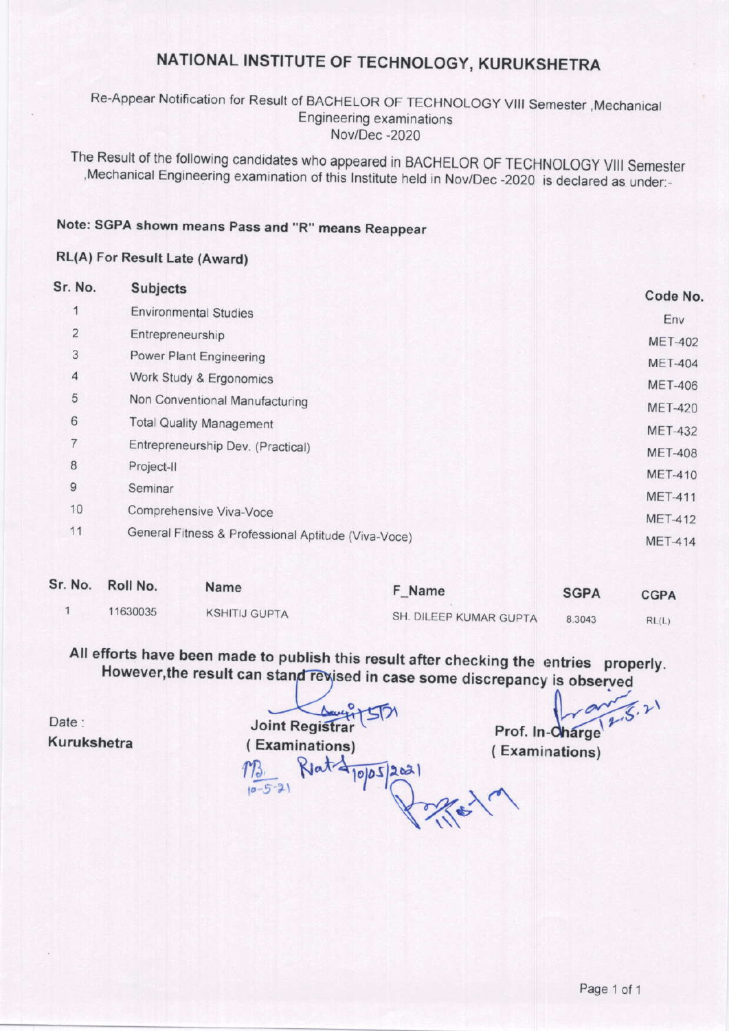# NATIONAL INSTITUTE OF TECHNOLOGY, KURUKSHETRA

Re-Appear Notification for Result of BACHELOR OF TECHNOLOGY VIII Semester ,Mechanical Engineering examinations
Nov/Dec -2020

The Result of the following candidates who appeared in BACHELOR OF TECHNOLOGY VIII Semester ,Mechanical Engineering examination of this Institute held in Nov/Dec -2020 is declared as under:-

**Note: SGPA shown means Pass and "R" means Reappear**

**RL(A) For Result Late (Award)**

| Sr. No. | Subjects | Code No. |
|---|---|---|
| 1 | Environmental Studies | Env |
| 2 | Entrepreneurship | MET-402 |
| 3 | Power Plant Engineering | MET-404 |
| 4 | Work Study & Ergonomics | MET-406 |
| 5 | Non Conventional Manufacturing | MET-420 |
| 6 | Total Quality Management | MET-432 |
| 7 | Entrepreneurship Dev. (Practical) | MET-408 |
| 8 | Project-II | MET-410 |
| 9 | Seminar | MET-411 |
| 10 | Comprehensive Viva-Voce | MET-412 |
| 11 | General Fitness & Professional Aptitude (Viva-Voce) | MET-414 |

| Sr. No. | Roll No. | Name | F_Name | SGPA | CGPA |
|---|---|---|---|---|---|
| 1 | 11630035 | KSHITIJ GUPTA | SH. DILEEP KUMAR GUPTA | 8.3043 | RL(L) |

**All efforts have been made to publish this result after checking the entries properly. However,the result can stand revised in case some discrepancy is observed**

Date :
**Kurukshetra**

Joint Registrar
(Examinations)

Prof. In-Charge
(Examinations)

10/05/2021